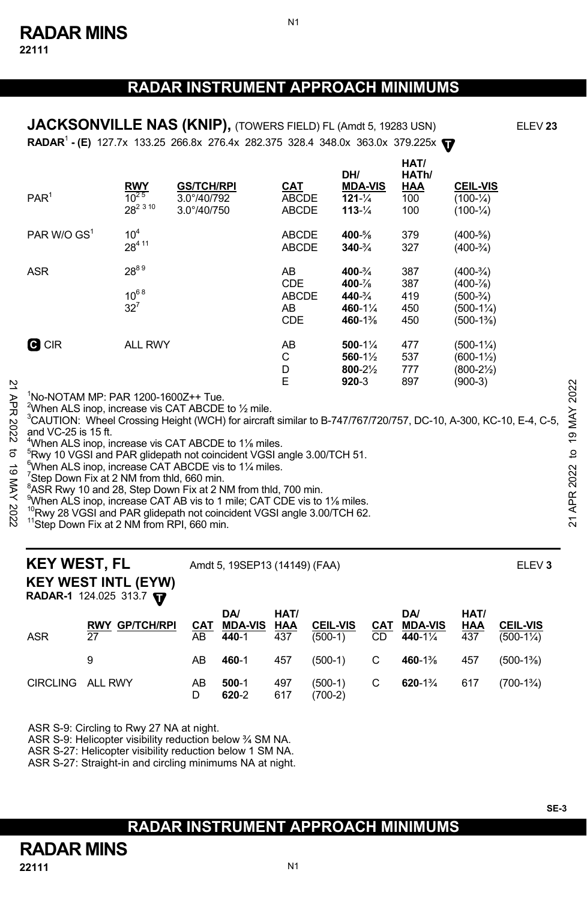# RADAR INSTRUMENT APPROACH MINIMUMS

## JACKSONVILLE NAS (KNIP), (TOWERS FIELD) FL (Amdt 5, 19283 USN) ELEV **23**

**RADAR**[1] **- (E)** 127.7x 133.25 266.8x 276.4x 282.375 328.4 348.0x 363.0x 379.225x

| | RWY | GS/TCH/RPI | CAT | DH/ MDA-VIS | HAT/ HATh/ HAA | CEIL-VIS |
|---|---|---|---|---|---|---|
| PAR[1] | 10[2 5] | 3.0°/40/792 | ABCDE | **121**-¼ | 100 | (100-¼) |
| | 28[2 3 10] | 3.0°/40/750 | ABCDE | **113**-¼ | 100 | (100-¼) |
| PAR W/O GS[1] | 10[4] | | ABCDE | **400**-⅝ | 379 | (400-⅝) |
| | 28[4 11] | | ABCDE | **340**-¾ | 327 | (400-¾) |
| ASR | 28[8 9] | | AB | **400**-¾ | 387 | (400-¾) |
| | | | CDE | **400**-⅞ | 387 | (400-⅞) |
| | 10[6 8] | | ABCDE | **440**-¾ | 419 | (500-¾) |
| | 32[7] | | AB | **460**-1¼ | 450 | (500-1¼) |
| | | | CDE | **460**-1⅜ | 450 | (500-1⅜) |
| C CIR | ALL RWY | | AB | **500**-1¼ | 477 | (500-1¼) |
| | | | C | **560**-1½ | 537 | (600-1½) |
| | | | D | **800**-2½ | 777 | (800-2½) |
| | | | E | **920**-3 | 897 | (900-3) |

[1]No-NOTAM MP: PAR 1200-1600Z++ Tue.
[2]When ALS inop, increase vis CAT ABCDE to ½ mile.
[3]CAUTION: Wheel Crossing Height (WCH) for aircraft similar to B-747/767/720/757, DC-10, A-300, KC-10, E-4, C-5, and VC-25 is 15 ft.
[4]When ALS inop, increase vis CAT ABCDE to 1⅛ miles.
[5]Rwy 10 VGSI and PAR glidepath not coincident VGSI angle 3.00/TCH 51.
[6]When ALS inop, increase CAT ABCDE vis to 1¼ miles.
[7]Step Down Fix at 2 NM from thld, 660 min.
[8]ASR Rwy 10 and 28, Step Down Fix at 2 NM from thld, 700 min.
[9]When ALS inop, increase CAT AB vis to 1 mile; CAT CDE vis to 1⅛ miles.
[10]Rwy 28 VGSI and PAR glidepath not coincident VGSI angle 3.00/TCH 62.
[11]Step Down Fix at 2 NM from RPI, 660 min.

## KEY WEST, FL Amdt 5, 19SEP13 (14149) (FAA) ELEV **3**

### KEY WEST INTL (EYW)

**RADAR-1** 124.025 313.7

| | RWY | GP/TCH/RPI | CAT | DA/ MDA-VIS | HAT/ HAA | CEIL-VIS | CAT | DA/ MDA-VIS | HAT/ HAA | CEIL-VIS |
|---|---|---|---|---|---|---|---|---|---|---|
| ASR | 27 | | AB | **440**-1 | 437 | (500-1) | CD | **440**-1¼ | 437 | (500-1¼) |
| | 9 | | AB | **460**-1 | 457 | (500-1) | C | **460**-1⅜ | 457 | (500-1⅜) |
| CIRCLING | ALL RWY | | AB | **500**-1 | 497 | (500-1) | C | **620**-1¾ | 617 | (700-1¾) |
| | | | D | **620**-2 | 617 | (700-2) | | | | |

ASR S-9: Circling to Rwy 27 NA at night.
ASR S-9: Helicopter visibility reduction below ¾ SM NA.
ASR S-27: Helicopter visibility reduction below 1 SM NA.
ASR S-27: Straight-in and circling minimums NA at night.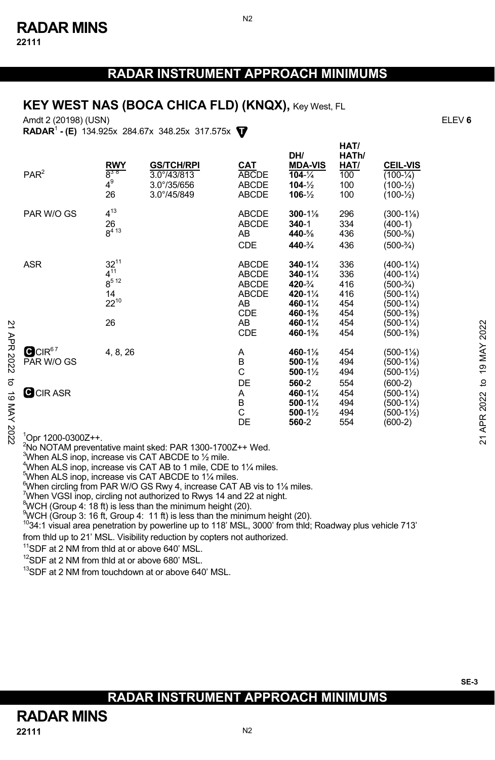# RADAR INSTRUMENT APPROACH MINIMUMS

## KEY WEST NAS (BOCA CHICA FLD) (KNQX), Key West, FL

Amdt 2 (20198) (USN) ELEV **6**

**RADAR**[1] **- (E)** 134.925x 284.67x 348.25x 317.575x

| | RWY | GS/TCH/RPI | CAT | DH/ MDA-VIS | HAT/ HATh/ HAT/ | CEIL-VIS |
|---|---|---|---|---|---|---|
| PAR[2] | 8[3 8] | 3.0°/43/813 | ABCDE | **104**-¼ | 100 | (100-¼) |
| | 4[9] | 3.0°/35/656 | ABCDE | **104**-½ | 100 | (100-½) |
| | 26 | 3.0°/45/849 | ABCDE | **106**-½ | 100 | (100-½) |
| PAR W/O GS | 4[13] | | ABCDE | **300**-1⅛ | 296 | (300-1⅛) |
| | 26 | | ABCDE | **340**-1 | 334 | (400-1) |
| | 8[4 13] | | AB | **440**-⅝ | 436 | (500-⅝) |
| | | | CDE | **440**-¾ | 436 | (500-¾) |
| ASR | 32[11] | | ABCDE | **340**-1¼ | 336 | (400-1¼) |
| | 4[11] | | ABCDE | **340**-1¼ | 336 | (400-1¼) |
| | 8[5 12] | | ABCDE | **420**-¾ | 416 | (500-¾) |
| | 14 | | ABCDE | **420**-1¼ | 416 | (500-1¼) |
| | 22[10] | | AB | **460**-1¼ | 454 | (500-1¼) |
| | | | CDE | **460**-1⅜ | 454 | (500-1⅜) |
| | 26 | | AB | **460**-1¼ | 454 | (500-1¼) |
| | | | CDE | **460**-1⅜ | 454 | (500-1⅜) |
| C CIR[6 7] PAR W/O GS | 4, 8, 26 | | A | **460**-1⅛ | 454 | (500-1⅛) |
| | | | B | **500**-1⅛ | 494 | (500-1⅛) |
| | | | C | **500**-1½ | 494 | (500-1½) |
| | | | DE | **560**-2 | 554 | (600-2) |
| C CIR ASR | | | A | **460**-1¼ | 454 | (500-1¼) |
| | | | B | **500**-1¼ | 494 | (500-1¼) |
| | | | C | **500**-1½ | 494 | (500-1½) |
| | | | DE | **560**-2 | 554 | (600-2) |

[1]Opr 1200-0300Z++.
[2]No NOTAM preventative maint sked: PAR 1300-1700Z++ Wed.
[3]When ALS inop, increase vis CAT ABCDE to ½ mile.
[4]When ALS inop, increase vis CAT AB to 1 mile, CDE to 1¼ miles.
[5]When ALS inop, increase vis CAT ABCDE to 1¼ miles.
[6]When circling from PAR W/O GS Rwy 4, increase CAT AB vis to 1⅛ miles.
[7]When VGSI inop, circling not authorized to Rwys 14 and 22 at night.
[8]WCH (Group 4: 18 ft) is less than the minimum height (20).
[9]WCH (Group 3: 16 ft, Group 4: 11 ft) is less than the minimum height (20).
[10]34:1 visual area penetration by powerline up to 118' MSL, 3000' from thld; Roadway plus vehicle 713' from thld up to 21' MSL. Visibility reduction by copters not authorized.
[11]SDF at 2 NM from thld at or above 640' MSL.
[12]SDF at 2 NM from thld at or above 680' MSL.
[13]SDF at 2 NM from touchdown at or above 640' MSL.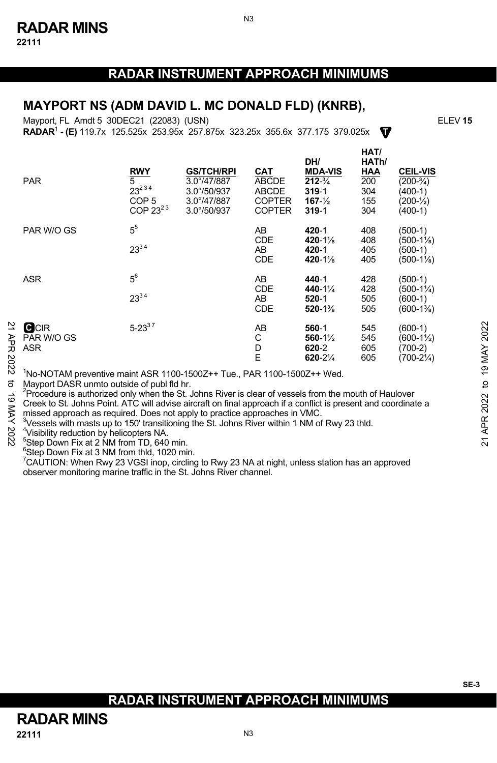# RADAR INSTRUMENT APPROACH MINIMUMS

## MAYPORT NS (ADM DAVID L. MC DONALD FLD) (KNRB),

Mayport, FL Amdt 5 30DEC21 (22083) (USN) ELEV **15**

**RADAR**[1] **- (E)** 119.7x 125.525x 253.95x 257.875x 323.25x 355.6x 377.175 379.025x

| | RWY | GS/TCH/RPI | CAT | DH/ MDA-VIS | HAT/ HATh/ HAA | CEIL-VIS |
|---|---|---|---|---|---|---|
| PAR | 5 | 3.0°/47/887 | ABCDE | **212**-¾ | 200 | (200-¾) |
| | 23[2 3 4] | 3.0°/50/937 | ABCDE | **319**-1 | 304 | (400-1) |
| | COP 5 | 3.0°/47/887 | COPTER | **167**-½ | 155 | (200-½) |
| | COP 23[2 3] | 3.0°/50/937 | COPTER | **319**-1 | 304 | (400-1) |
| PAR W/O GS | 5[5] | | AB | **420**-1 | 408 | (500-1) |
| | | | CDE | **420**-1⅛ | 408 | (500-1⅛) |
| | 23[3 4] | | AB | **420**-1 | 405 | (500-1) |
| | | | CDE | **420**-1⅛ | 405 | (500-1⅛) |
| ASR | 5[6] | | AB | **440**-1 | 428 | (500-1) |
| | | | CDE | **440**-1¼ | 428 | (500-1¼) |
| | 23[3 4] | | AB | **520**-1 | 505 | (600-1) |
| | | | CDE | **520**-1⅜ | 505 | (600-1⅜) |
| C CIR PAR W/O GS ASR | 5-23[3 7] | | AB | **560**-1 | 545 | (600-1) |
| | | | C | **560**-1½ | 545 | (600-1½) |
| | | | D | **620**-2 | 605 | (700-2) |
| | | | E | **620**-2¼ | 605 | (700-2¼) |

[1]No-NOTAM preventive maint ASR 1100-1500Z++ Tue., PAR 1100-1500Z++ Wed. Mayport DASR unmto outside of publ fld hr.

[2]Procedure is authorized only when the St. Johns River is clear of vessels from the mouth of Haulover Creek to St. Johns Point. ATC will advise aircraft on final approach if a conflict is present and coordinate a missed approach as required. Does not apply to practice approaches in VMC.

[3]Vessels with masts up to 150' transitioning the St. Johns River within 1 NM of Rwy 23 thld.

[4]Visibility reduction by helicopters NA.

[5]Step Down Fix at 2 NM from TD, 640 min.

[6]Step Down Fix at 3 NM from thld, 1020 min.

[7]CAUTION: When Rwy 23 VGSI inop, circling to Rwy 23 NA at night, unless station has an approved observer monitoring marine traffic in the St. Johns River channel.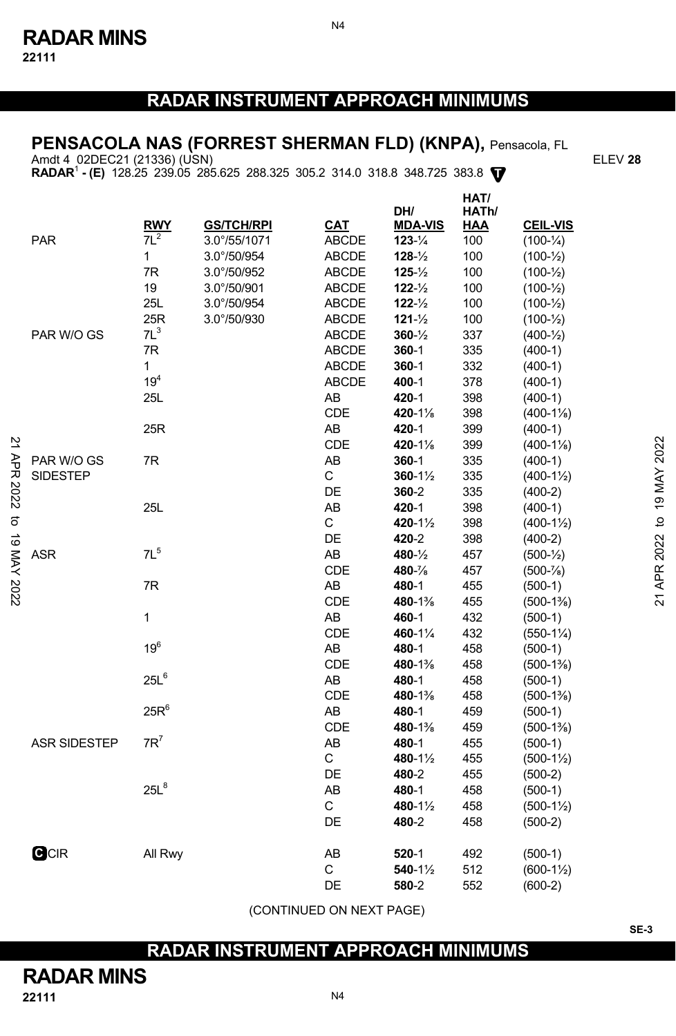# RADAR INSTRUMENT APPROACH MINIMUMS

## PENSACOLA NAS (FORREST SHERMAN FLD) (KNPA), Pensacola, FL

Amdt 4 02DEC21 (21336) (USN) ELEV **28**

**RADAR**[1] **- (E)** 128.25 239.05 285.625 288.325 305.2 314.0 318.8 348.725 383.8 **T**

| | RWY | GS/TCH/RPI | CAT | DH/ MDA-VIS | HAT/ HATh/ HAA | CEIL-VIS |
|---|---|---|---|---|---|---|
| PAR | 7L[2] | 3.0°/55/1071 | ABCDE | **123**-¼ | 100 | (100-¼) |
| | 1 | 3.0°/50/954 | ABCDE | **128**-½ | 100 | (100-½) |
| | 7R | 3.0°/50/952 | ABCDE | **125**-½ | 100 | (100-½) |
| | 19 | 3.0°/50/901 | ABCDE | **122**-½ | 100 | (100-½) |
| | 25L | 3.0°/50/954 | ABCDE | **122**-½ | 100 | (100-½) |
| | 25R | 3.0°/50/930 | ABCDE | **121**-½ | 100 | (100-½) |
| PAR W/O GS | 7L[3] | | ABCDE | **360**-½ | 337 | (400-½) |
| | 7R | | ABCDE | **360**-1 | 335 | (400-1) |
| | 1 | | ABCDE | **360**-1 | 332 | (400-1) |
| | 19[4] | | ABCDE | **400**-1 | 378 | (400-1) |
| | 25L | | AB | **420**-1 | 398 | (400-1) |
| | | | CDE | **420**-1⅛ | 398 | (400-1⅛) |
| | 25R | | AB | **420**-1 | 399 | (400-1) |
| | | | CDE | **420**-1⅛ | 399 | (400-1⅛) |
| PAR W/O GS SIDESTEP | 7R | | AB | **360**-1 | 335 | (400-1) |
| | | | C | **360**-1½ | 335 | (400-1½) |
| | | | DE | **360**-2 | 335 | (400-2) |
| | 25L | | AB | **420**-1 | 398 | (400-1) |
| | | | C | **420**-1½ | 398 | (400-1½) |
| | | | DE | **420**-2 | 398 | (400-2) |
| ASR | 7L[5] | | AB | **480**-½ | 457 | (500-½) |
| | | | CDE | **480**-⅞ | 457 | (500-⅞) |
| | 7R | | AB | **480**-1 | 455 | (500-1) |
| | | | CDE | **480**-1⅜ | 455 | (500-1⅜) |
| | 1 | | AB | **460**-1 | 432 | (500-1) |
| | | | CDE | **460**-1¼ | 432 | (550-1¼) |
| | 19[6] | | AB | **480**-1 | 458 | (500-1) |
| | | | CDE | **480**-1⅜ | 458 | (500-1⅜) |
| | 25L[6] | | AB | **480**-1 | 458 | (500-1) |
| | | | CDE | **480**-1⅜ | 458 | (500-1⅜) |
| | 25R[6] | | AB | **480**-1 | 459 | (500-1) |
| | | | CDE | **480**-1⅜ | 459 | (500-1⅜) |
| ASR SIDESTEP | 7R[7] | | AB | **480**-1 | 455 | (500-1) |
| | | | C | **480**-1½ | 455 | (500-1½) |
| | | | DE | **480**-2 | 455 | (500-2) |
| | 25L[8] | | AB | **480**-1 | 458 | (500-1) |
| | | | C | **480**-1½ | 458 | (500-1½) |
| | | | DE | **480**-2 | 458 | (500-2) |
| **C** CIR | All Rwy | | AB | **520**-1 | 492 | (500-1) |
| | | | C | **540**-1½ | 512 | (600-1½) |
| | | | DE | **580**-2 | 552 | (600-2) |

(CONTINUED ON NEXT PAGE)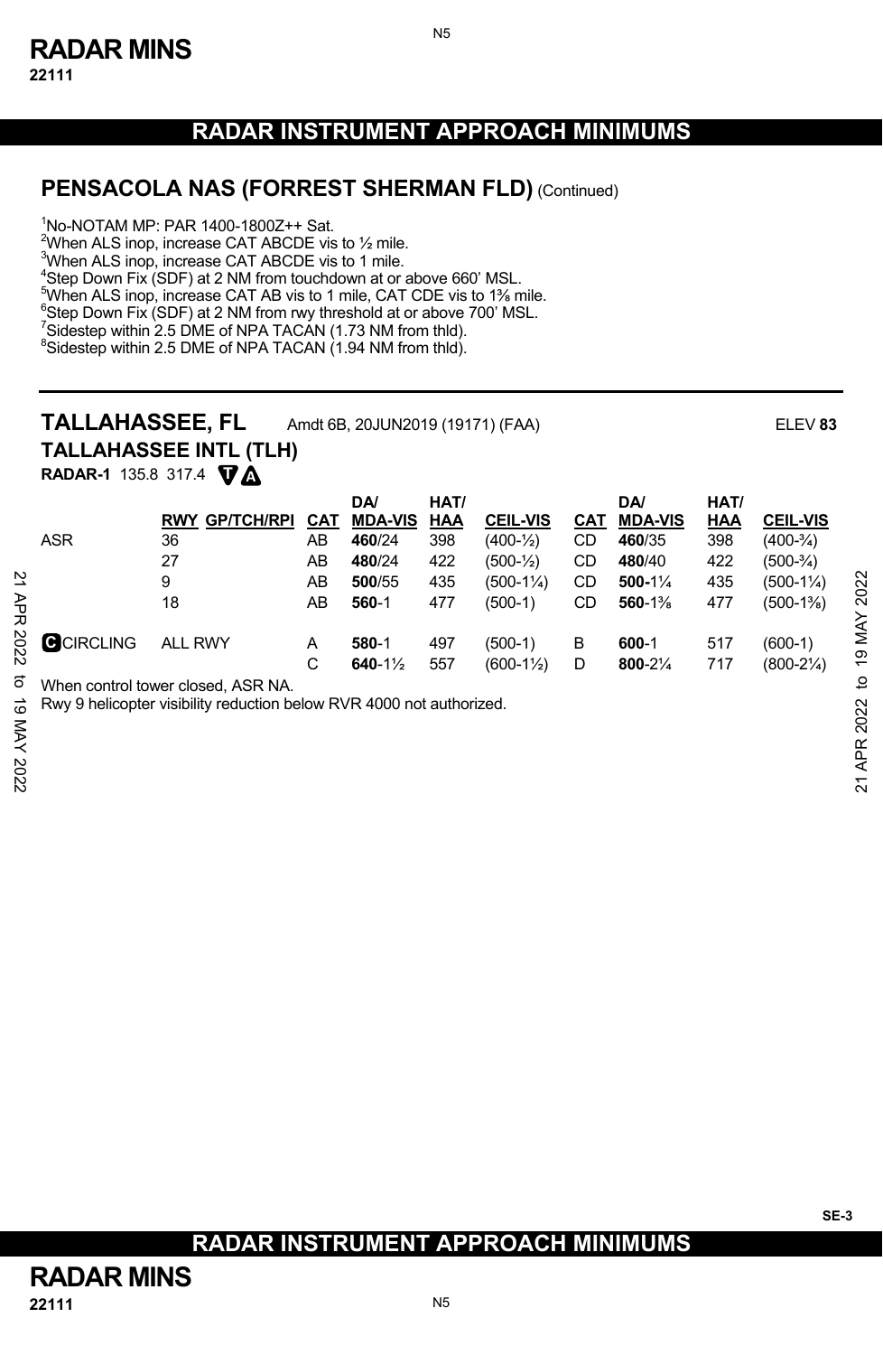# RADAR INSTRUMENT APPROACH MINIMUMS

## PENSACOLA NAS (FORREST SHERMAN FLD) (Continued)

[1]No-NOTAM MP: PAR 1400-1800Z++ Sat.
[2]When ALS inop, increase CAT ABCDE vis to ½ mile.
[3]When ALS inop, increase CAT ABCDE vis to 1 mile.
[4]Step Down Fix (SDF) at 2 NM from touchdown at or above 660' MSL.
[5]When ALS inop, increase CAT AB vis to 1 mile, CAT CDE vis to 1⅜ mile.
[6]Step Down Fix (SDF) at 2 NM from rwy threshold at or above 700' MSL.
[7]Sidestep within 2.5 DME of NPA TACAN (1.73 NM from thld).
[8]Sidestep within 2.5 DME of NPA TACAN (1.94 NM from thld).

## TALLAHASSEE, FL

Amdt 6B, 20JUN2019 (19171) (FAA) ELEV **83**

### TALLAHASSEE INTL (TLH)

**RADAR-1** 135.8 317.4 T A

| | RWY | GP/TCH/RPI | CAT | DA/ MDA-VIS | HAT/ HAA | CEIL-VIS | CAT | DA/ MDA-VIS | HAT/ HAA | CEIL-VIS |
|---|---|---|---|---|---|---|---|---|---|---|
| ASR | 36 | | AB | **460**/24 | 398 | (400-½) | CD | **460**/35 | 398 | (400-¾) |
| | 27 | | AB | **480**/24 | 422 | (500-½) | CD | **480**/40 | 422 | (500-¾) |
| | 9 | | AB | **500**/55 | 435 | (500-1¼) | CD | **500**-1¼ | 435 | (500-1¼) |
| | 18 | | AB | **560**-1 | 477 | (500-1) | CD | **560**-1⅜ | 477 | (500-1⅜) |
| C CIRCLING | ALL RWY | | A | **580**-1 | 497 | (500-1) | B | **600**-1 | 517 | (600-1) |
| | | | C | **640**-1½ | 557 | (600-1½) | D | **800**-2¼ | 717 | (800-2¼) |

When control tower closed, ASR NA.
Rwy 9 helicopter visibility reduction below RVR 4000 not authorized.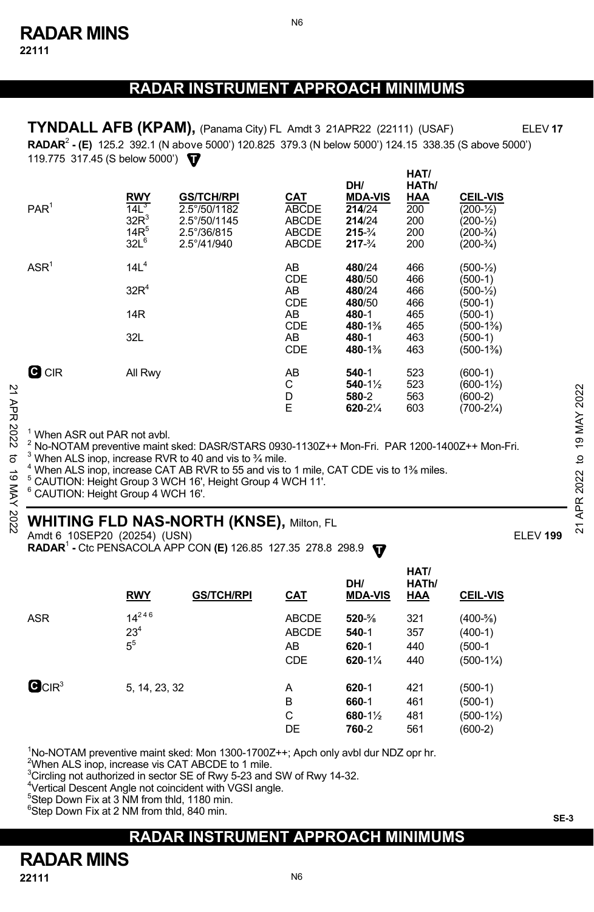## RADAR INSTRUMENT APPROACH MINIMUMS

### TYNDALL AFB (KPAM), (Panama City) FL Amdt 3 21APR22 (22111) (USAF) ELEV **17**

**RADAR**[2] **- (E)** 125.2 392.1 (N above 5000') 120.825 379.3 (N below 5000') 124.15 338.35 (S above 5000') 119.775 317.45 (S below 5000')

| | RWY | GS/TCH/RPI | CAT | DH/ MDA-VIS | HAT/ HATh/ HAA | CEIL-VIS |
|---|---|---|---|---|---|---|
| PAR[1] | 14L[3] | 2.5°/50/1182 | ABCDE | **214**/24 | 200 | (200-½) |
| | 32R[3] | 2.5°/50/1145 | ABCDE | **214**/24 | 200 | (200-½) |
| | 14R[5] | 2.5°/36/815 | ABCDE | **215**-¾ | 200 | (200-¾) |
| | 32L[6] | 2.5°/41/940 | ABCDE | **217**-¾ | 200 | (200-¾) |
| ASR[1] | 14L[4] | | AB | **480**/24 | 466 | (500-½) |
| | | | CDE | **480**/50 | 466 | (500-1) |
| | 32R[4] | | AB | **480**/24 | 466 | (500-½) |
| | | | CDE | **480**/50 | 466 | (500-1) |
| | 14R | | AB | **480**-1 | 465 | (500-1) |
| | | | CDE | **480**-1⅜ | 465 | (500-1⅜) |
| | 32L | | AB | **480**-1 | 463 | (500-1) |
| | | | CDE | **480**-1⅜ | 463 | (500-1⅜) |
| C CIR | All Rwy | | AB | **540**-1 | 523 | (600-1) |
| | | | C | **540**-1½ | 523 | (600-1½) |
| | | | D | **580**-2 | 563 | (600-2) |
| | | | E | **620**-2¼ | 603 | (700-2¼) |

[1] When ASR out PAR not avbl.
[2] No-NOTAM preventive maint sked: DASR/STARS 0930-1130Z++ Mon-Fri. PAR 1200-1400Z++ Mon-Fri.
[3] When ALS inop, increase RVR to 40 and vis to ¾ mile.
[4] When ALS inop, increase CAT AB RVR to 55 and vis to 1 mile, CAT CDE vis to 1⅜ miles.
[5] CAUTION: Height Group 3 WCH 16', Height Group 4 WCH 11'.
[6] CAUTION: Height Group 4 WCH 16'.

### WHITING FLD NAS-NORTH (KNSE), Milton, FL

Amdt 6 10SEP20 (20254) (USN) ELEV **199**

**RADAR**[1] **-** Ctc PENSACOLA APP CON **(E)** 126.85 127.35 278.8 298.9

| | RWY | GS/TCH/RPI | CAT | DH/ MDA-VIS | HAT/ HATh/ HAA | CEIL-VIS |
|---|---|---|---|---|---|---|
| ASR | 14[2 4 6] | | ABCDE | **520**-⅝ | 321 | (400-⅝) |
| | 23[4] | | ABCDE | **540**-1 | 357 | (400-1) |
| | 5[5] | | AB | **620**-1 | 440 | (500-1 |
| | | | CDE | **620**-1¼ | 440 | (500-1¼) |
| C CIR[3] | 5, 14, 23, 32 | | A | **620**-1 | 421 | (500-1) |
| | | | B | **660**-1 | 461 | (500-1) |
| | | | C | **680**-1½ | 481 | (500-1½) |
| | | | DE | **760**-2 | 561 | (600-2) |

[1] No-NOTAM preventive maint sked: Mon 1300-1700Z++; Apch only avbl dur NDZ opr hr.
[2] When ALS inop, increase vis CAT ABCDE to 1 mile.
[3] Circling not authorized in sector SE of Rwy 5-23 and SW of Rwy 14-32.
[4] Vertical Descent Angle not coincident with VGSI angle.
[5] Step Down Fix at 3 NM from thld, 1180 min.
[6] Step Down Fix at 2 NM from thld, 840 min.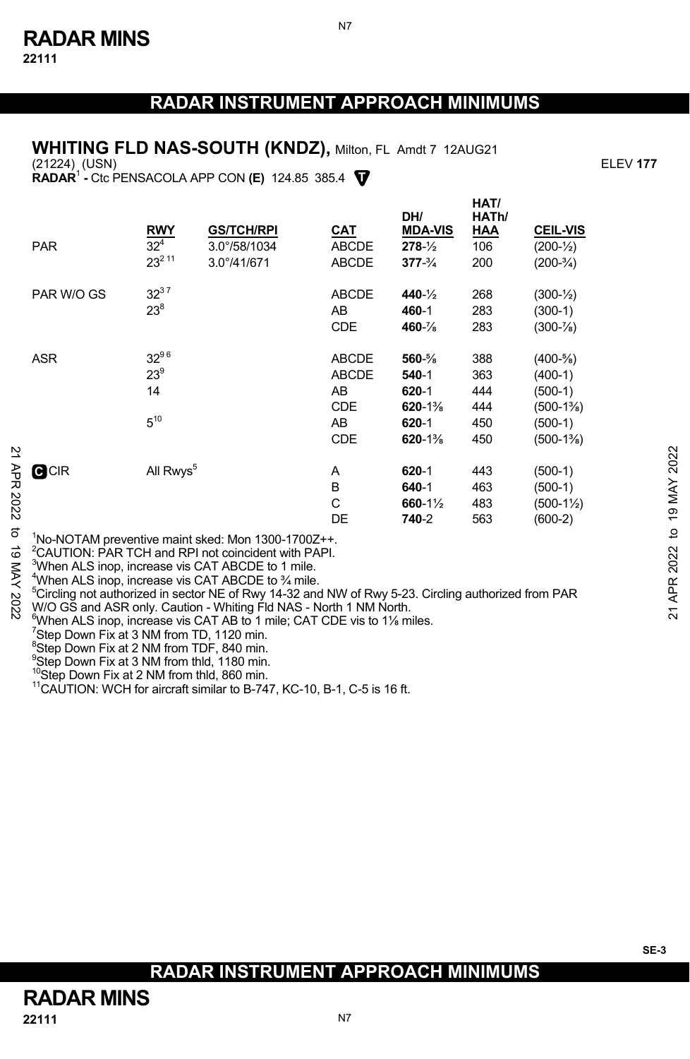# RADAR INSTRUMENT APPROACH MINIMUMS

## WHITING FLD NAS-SOUTH (KNDZ), Milton, FL Amdt 7 12AUG21

(21224) (USN) ELEV **177**

**RADAR**[1] **-** Ctc PENSACOLA APP CON **(E)** 124.85 385.4

| | RWY | GS/TCH/RPI | CAT | DH/ MDA-VIS | HAT/ HATh/ HAA | CEIL-VIS |
|---|---|---|---|---|---|---|
| PAR | 32[4] | 3.0°/58/1034 | ABCDE | **278**-½ | 106 | (200-½) |
| | 23[2 11] | 3.0°/41/671 | ABCDE | **377**-¾ | 200 | (200-¾) |
| PAR W/O GS | 32[3 7] | | ABCDE | **440**-½ | 268 | (300-½) |
| | 23[8] | | AB | **460**-1 | 283 | (300-1) |
| | | | CDE | **460**-⅞ | 283 | (300-⅞) |
| ASR | 32[9 6] | | ABCDE | **560**-⅝ | 388 | (400-⅝) |
| | 23[9] | | ABCDE | **540**-1 | 363 | (400-1) |
| | 14 | | AB | **620**-1 | 444 | (500-1) |
| | | | CDE | **620**-1⅜ | 444 | (500-1⅜) |
| | 5[10] | | AB | **620**-1 | 450 | (500-1) |
| | | | CDE | **620**-1⅜ | 450 | (500-1⅜) |
| C CIR | All Rwys[5] | | A | **620**-1 | 443 | (500-1) |
| | | | B | **640**-1 | 463 | (500-1) |
| | | | C | **660**-1½ | 483 | (500-1½) |
| | | | DE | **740**-2 | 563 | (600-2) |

[1]No-NOTAM preventive maint sked: Mon 1300-1700Z++.
[2]CAUTION: PAR TCH and RPI not coincident with PAPI.
[3]When ALS inop, increase vis CAT ABCDE to 1 mile.
[4]When ALS inop, increase vis CAT ABCDE to ¾ mile.
[5]Circling not authorized in sector NE of Rwy 14-32 and NW of Rwy 5-23. Circling authorized from PAR W/O GS and ASR only. Caution - Whiting Fld NAS - North 1 NM North.
[6]When ALS inop, increase vis CAT AB to 1 mile; CAT CDE vis to 1⅛ miles.
[7]Step Down Fix at 3 NM from TD, 1120 min.
[8]Step Down Fix at 2 NM from TDF, 840 min.
[9]Step Down Fix at 3 NM from thld, 1180 min.
[10]Step Down Fix at 2 NM from thld, 860 min.
[11]CAUTION: WCH for aircraft similar to B-747, KC-10, B-1, C-5 is 16 ft.